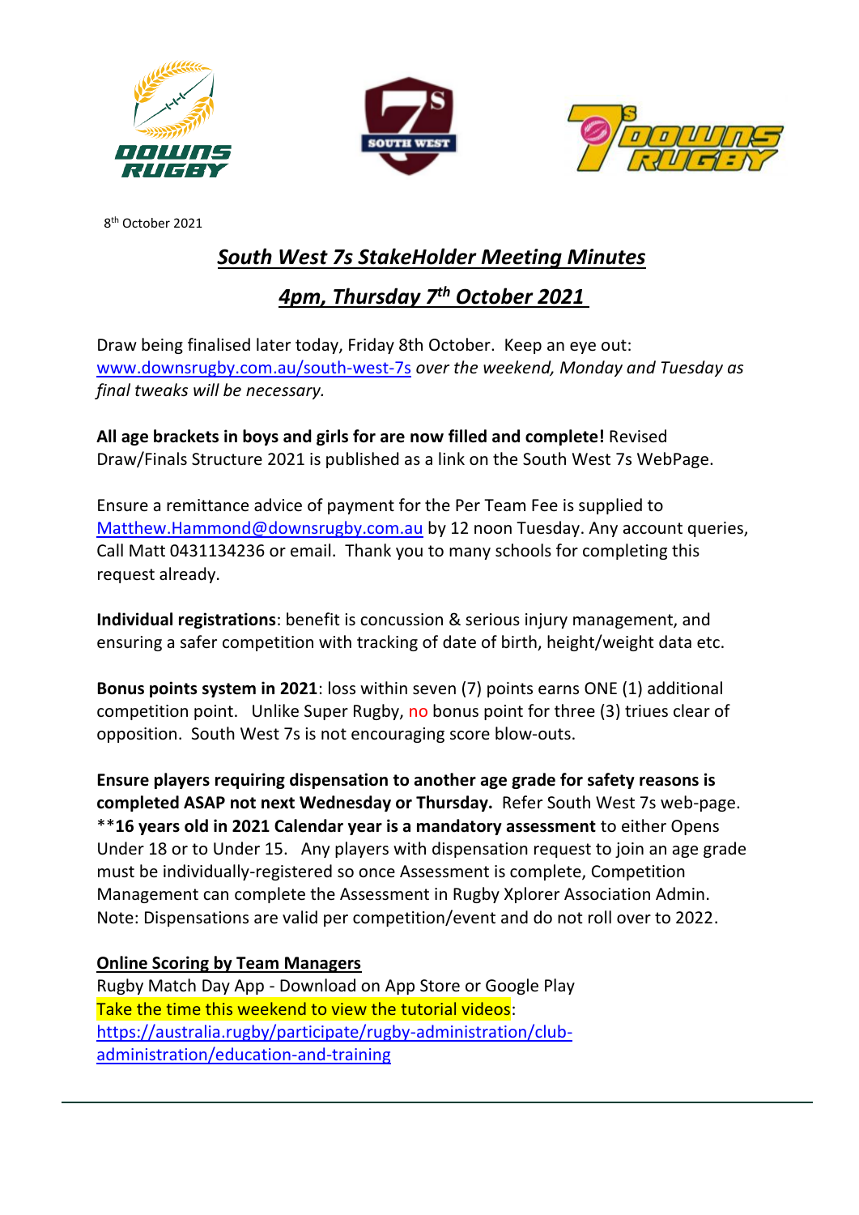8th October 2021

# ***South West 7s StakeHolder Meeting Minutes***

## ***4pm, Thursday 7th October 2021***

Draw being finalised later today, Friday 8th October. Keep an eye out: www.downsrugby.com.au/south-west-7s *over the weekend, Monday and Tuesday as final tweaks will be necessary.*

**All age brackets in boys and girls for are now filled and complete!** Revised Draw/Finals Structure 2021 is published as a link on the South West 7s WebPage.

Ensure a remittance advice of payment for the Per Team Fee is supplied to Matthew.Hammond@downsrugby.com.au by 12 noon Tuesday. Any account queries, Call Matt 0431134236 or email. Thank you to many schools for completing this request already.

**Individual registrations**: benefit is concussion & serious injury management, and ensuring a safer competition with tracking of date of birth, height/weight data etc.

**Bonus points system in 2021**: loss within seven (7) points earns ONE (1) additional competition point. Unlike Super Rugby, no bonus point for three (3) triues clear of opposition. South West 7s is not encouraging score blow-outs.

**Ensure players requiring dispensation to another age grade for safety reasons is completed ASAP not next Wednesday or Thursday.** Refer South West 7s web-page. ****16 years old in 2021 Calendar year is a mandatory assessment** to either Opens Under 18 or to Under 15. Any players with dispensation request to join an age grade must be individually-registered so once Assessment is complete, Competition Management can complete the Assessment in Rugby Xplorer Association Admin. Note: Dispensations are valid per competition/event and do not roll over to 2022.

**Online Scoring by Team Managers**

Rugby Match Day App - Download on App Store or Google Play
Take the time this weekend to view the tutorial videos: https://australia.rugby/participate/rugby-administration/club-administration/education-and-training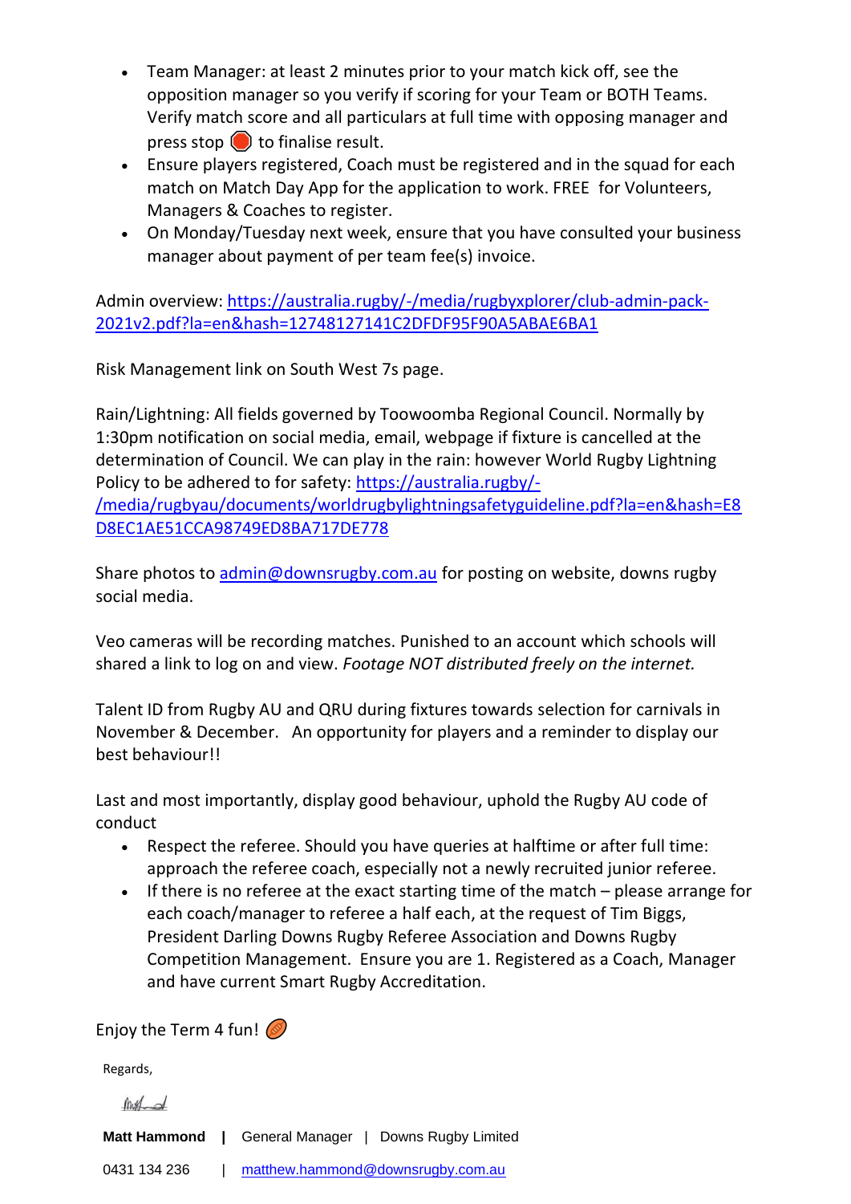- Team Manager: at least 2 minutes prior to your match kick off, see the opposition manager so you verify if scoring for your Team or BOTH Teams. Verify match score and all particulars at full time with opposing manager and press stop 🛑 to finalise result.
- Ensure players registered, Coach must be registered and in the squad for each match on Match Day App for the application to work. FREE for Volunteers, Managers & Coaches to register.
- On Monday/Tuesday next week, ensure that you have consulted your business manager about payment of per team fee(s) invoice.

Admin overview: https://australia.rugby/-/media/rugbyxplorer/club-admin-pack-2021v2.pdf?la=en&hash=12748127141C2DFDF95F90A5ABAE6BA1

Risk Management link on South West 7s page.

Rain/Lightning: All fields governed by Toowoomba Regional Council. Normally by 1:30pm notification on social media, email, webpage if fixture is cancelled at the determination of Council. We can play in the rain: however World Rugby Lightning Policy to be adhered to for safety: https://australia.rugby/-/media/rugbyau/documents/worldrugbylightningsafetyguideline.pdf?la=en&hash=E8D8EC1AE51CCA98749ED8BA717DE778

Share photos to admin@downsrugby.com.au for posting on website, downs rugby social media.

Veo cameras will be recording matches. Punished to an account which schools will shared a link to log on and view. *Footage NOT distributed freely on the internet.*

Talent ID from Rugby AU and QRU during fixtures towards selection for carnivals in November & December. An opportunity for players and a reminder to display our best behaviour!!

Last and most importantly, display good behaviour, uphold the Rugby AU code of conduct

- Respect the referee. Should you have queries at halftime or after full time: approach the referee coach, especially not a newly recruited junior referee.
- If there is no referee at the exact starting time of the match – please arrange for each coach/manager to referee a half each, at the request of Tim Biggs, President Darling Downs Rugby Referee Association and Downs Rugby Competition Management. Ensure you are 1. Registered as a Coach, Manager and have current Smart Rugby Accreditation.

Enjoy the Term 4 fun! 🏉

Regards,

**Matt Hammond** | General Manager | Downs Rugby Limited

0431 134 236 | matthew.hammond@downsrugby.com.au